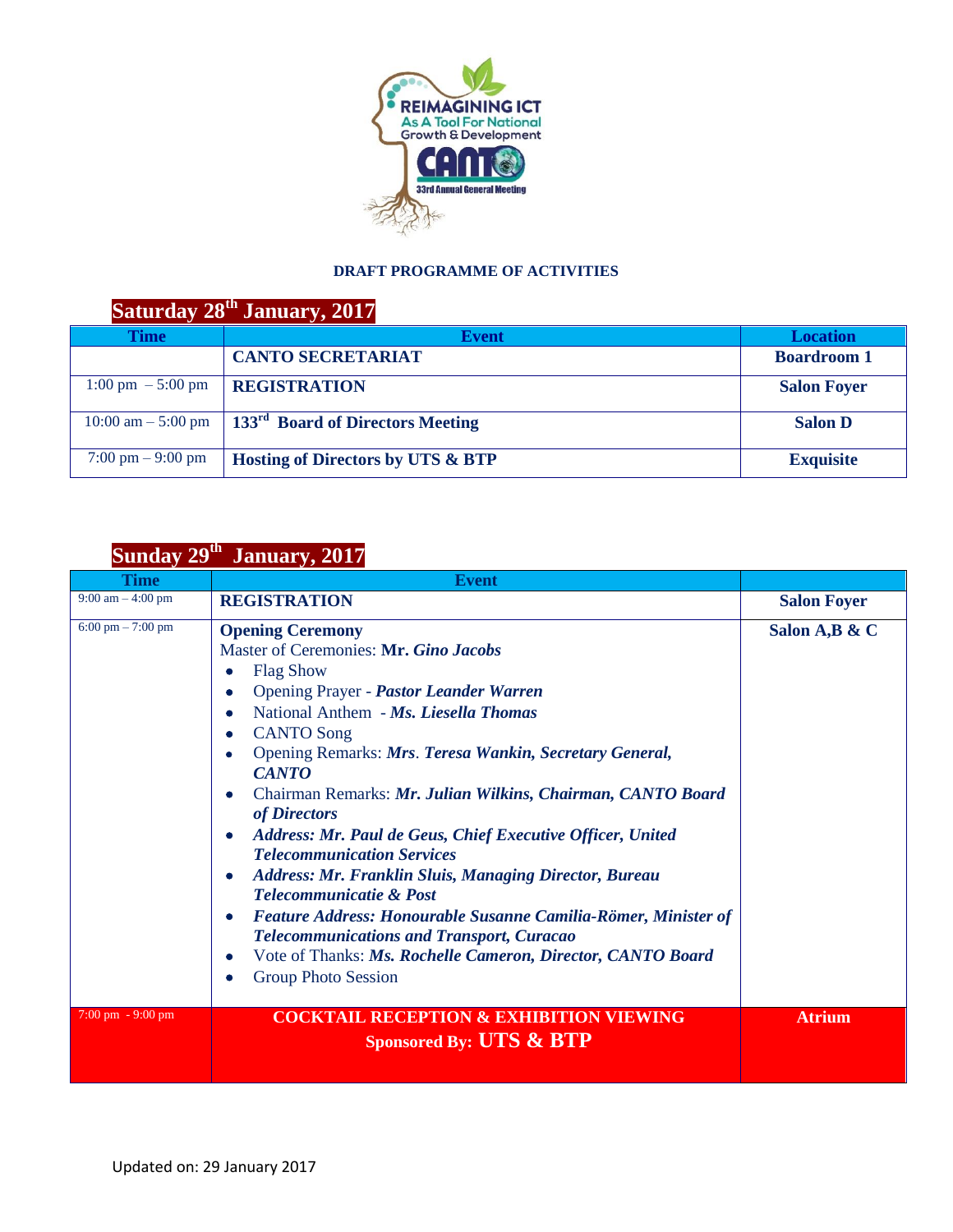REIMAGINING ICT
As A Tool For National Growth & Development
CANTO
33rd Annual General Meeting

**DRAFT PROGRAMME OF ACTIVITIES**

## Saturday 28th January, 2017

| Time | Event | Location |
|---|---|---|
| | **CANTO SECRETARIAT** | **Boardroom 1** |
| 1:00 pm – 5:00 pm | **REGISTRATION** | **Salon Foyer** |
| 10:00 am – 5:00 pm | **133rd Board of Directors Meeting** | **Salon D** |
| 7:00 pm – 9:00 pm | **Hosting of Directors by UTS & BTP** | **Exquisite** |

## Sunday 29th January, 2017

| Time | Event | |
|---|---|---|
| 9:00 am – 4:00 pm | **REGISTRATION** | **Salon Foyer** |
| 6:00 pm – 7:00 pm | **Opening Ceremony**<br>Master of Ceremonies: **Mr. *Gino Jacobs***<br>• Flag Show<br>• Opening Prayer - ***Pastor Leander Warren***<br>• National Anthem - ***Ms. Liesella Thomas***<br>• CANTO Song<br>• Opening Remarks: ***Mrs. Teresa Wankin, Secretary General, CANTO***<br>• Chairman Remarks: ***Mr. Julian Wilkins, Chairman, CANTO Board of Directors***<br>• ***Address: Mr. Paul de Geus, Chief Executive Officer, United Telecommunication Services***<br>• ***Address: Mr. Franklin Sluis, Managing Director, Bureau Telecommunicatie & Post***<br>• ***Feature Address: Honourable Susanne Camilia-Römer, Minister of Telecommunications and Transport, Curacao***<br>• Vote of Thanks: ***Ms. Rochelle Cameron, Director, CANTO Board***<br>• Group Photo Session | **Salon A,B & C** |
| 7:00 pm - 9:00 pm | **COCKTAIL RECEPTION & EXHIBITION VIEWING**<br>**Sponsored By: UTS & BTP** | **Atrium** |

Updated on: 29 January 2017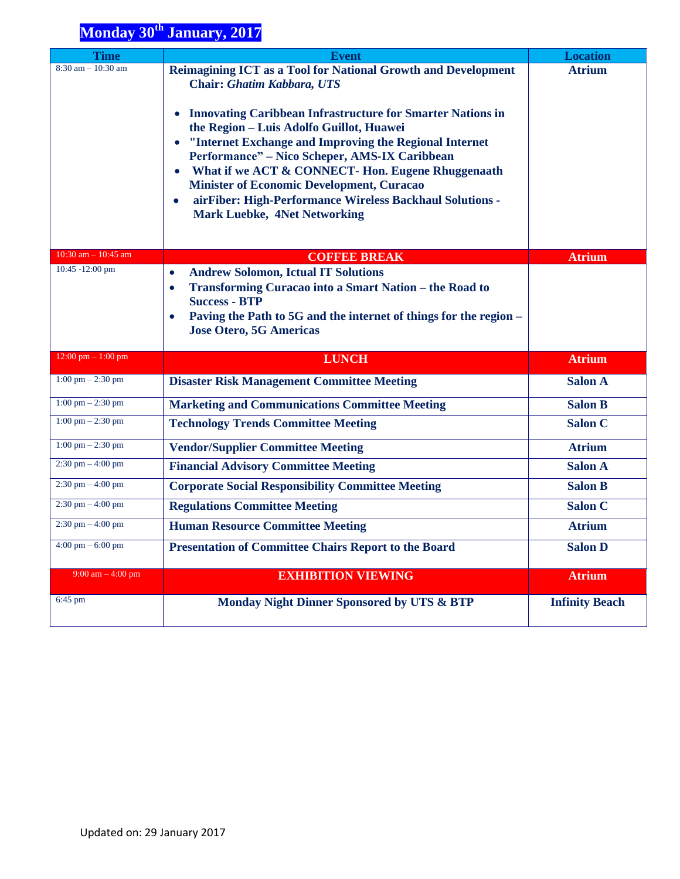# Monday 30th January, 2017

| Time | Event | Location |
|---|---|---|
| 8:30 am – 10:30 am | **Reimagining ICT as a Tool for National Growth and Development**<br>**Chair: *Ghatim Kabbara, UTS***<br>• **Innovating Caribbean Infrastructure for Smarter Nations in the Region – Luis Adolfo Guillot, Huawei**<br>• **"Internet Exchange and Improving the Regional Internet Performance" – Nico Scheper, AMS-IX Caribbean**<br>• **What if we ACT & CONNECT- Hon. Eugene Rhuggenaath Minister of Economic Development, Curacao**<br>• **airFiber: High-Performance Wireless Backhaul Solutions - Mark Luebke, 4Net Networking** | **Atrium** |
| 10:30 am – 10:45 am | **COFFEE BREAK** | **Atrium** |
| 10:45 -12:00 pm | • **Andrew Solomon, Ictual IT Solutions**<br>• **Transforming Curacao into a Smart Nation – the Road to Success - BTP**<br>• **Paving the Path to 5G and the internet of things for the region – Jose Otero, 5G Americas** | |
| 12:00 pm – 1:00 pm | **LUNCH** | **Atrium** |
| 1:00 pm – 2:30 pm | **Disaster Risk Management Committee Meeting** | **Salon A** |
| 1:00 pm – 2:30 pm | **Marketing and Communications Committee Meeting** | **Salon B** |
| 1:00 pm – 2:30 pm | **Technology Trends Committee Meeting** | **Salon C** |
| 1:00 pm – 2:30 pm | **Vendor/Supplier Committee Meeting** | **Atrium** |
| 2:30 pm – 4:00 pm | **Financial Advisory Committee Meeting** | **Salon A** |
| 2:30 pm – 4:00 pm | **Corporate Social Responsibility Committee Meeting** | **Salon B** |
| 2:30 pm – 4:00 pm | **Regulations Committee Meeting** | **Salon C** |
| 2:30 pm – 4:00 pm | **Human Resource Committee Meeting** | **Atrium** |
| 4:00 pm – 6:00 pm | **Presentation of Committee Chairs Report to the Board** | **Salon D** |
| 9:00 am – 4:00 pm | **EXHIBITION VIEWING** | **Atrium** |
| 6:45 pm | **Monday Night Dinner Sponsored by UTS & BTP** | **Infinity Beach** |

Updated on: 29 January 2017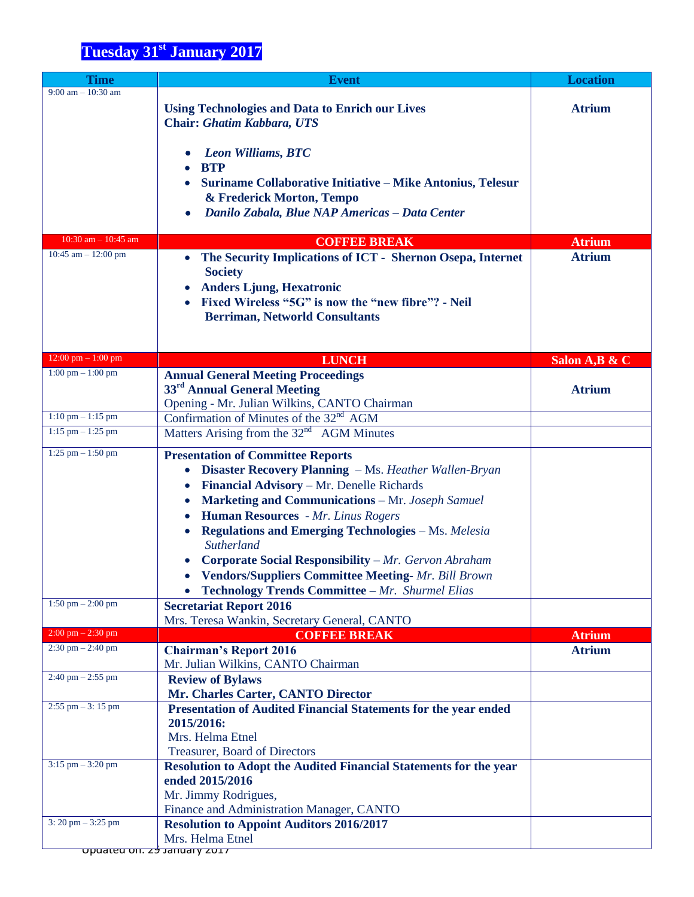# Tuesday 31st January 2017

| Time | Event | Location |
|---|---|---|
| 9:00 am – 10:30 am | **Using Technologies and Data to Enrich our Lives**<br>**Chair: *Ghatim Kabbara, UTS***<br>• ***Leon Williams, BTC***<br>• **BTP**<br>• **Suriname Collaborative Initiative – Mike Antonius, Telesur & Frederick Morton, Tempo**<br>• ***Danilo Zabala, Blue NAP Americas – Data Center*** | **Atrium** |
| 10:30 am – 10:45 am | **COFFEE BREAK** | **Atrium** |
| 10:45 am – 12:00 pm | • **The Security Implications of ICT - Shernon Osepa, Internet Society**<br>• **Anders Ljung, Hexatronic**<br>• **Fixed Wireless "5G" is now the "new fibre"? - Neil Berriman, Networld Consultants** | **Atrium** |
| 12:00 pm – 1:00 pm | **LUNCH** | **Salon A,B & C** |
| 1:00 pm – 1:00 pm | **Annual General Meeting Proceedings**<br>**33rd Annual General Meeting**<br>Opening - Mr. Julian Wilkins, CANTO Chairman | **Atrium** |
| 1:10 pm – 1:15 pm | Confirmation of Minutes of the 32nd AGM | |
| 1:15 pm – 1:25 pm | Matters Arising from the 32nd AGM Minutes | |
| 1:25 pm – 1:50 pm | **Presentation of Committee Reports**<br>• **Disaster Recovery Planning** – Ms. *Heather Wallen-Bryan*<br>• **Financial Advisory** – Mr. Denelle Richards<br>• **Marketing and Communications** – Mr. *Joseph Samuel*<br>• **Human Resources** - *Mr. Linus Rogers*<br>• **Regulations and Emerging Technologies** – Ms. *Melesia Sutherland*<br>• **Corporate Social Responsibility** – *Mr. Gervon Abraham*<br>• **Vendors/Suppliers Committee Meeting**- *Mr. Bill Brown*<br>• **Technology Trends Committee** – *Mr. Shurmel Elias* | |
| 1:50 pm – 2:00 pm | **Secretariat Report 2016**<br>Mrs. Teresa Wankin, Secretary General, CANTO | |
| 2:00 pm – 2:30 pm | **COFFEE BREAK** | **Atrium** |
| 2:30 pm – 2:40 pm | **Chairman's Report 2016**<br>Mr. Julian Wilkins, CANTO Chairman | **Atrium** |
| 2:40 pm – 2:55 pm | **Review of Bylaws**<br>**Mr. Charles Carter, CANTO Director** | |
| 2:55 pm – 3: 15 pm | **Presentation of Audited Financial Statements for the year ended 2015/2016:**<br>Mrs. Helma Etnel<br>Treasurer, Board of Directors | |
| 3:15 pm – 3:20 pm | **Resolution to Adopt the Audited Financial Statements for the year ended 2015/2016**<br>Mr. Jimmy Rodrigues,<br>Finance and Administration Manager, CANTO | |
| 3: 20 pm – 3:25 pm | **Resolution to Appoint Auditors 2016/2017**<br>Mrs. Helma Etnel | |

Updated on: 29 January 2017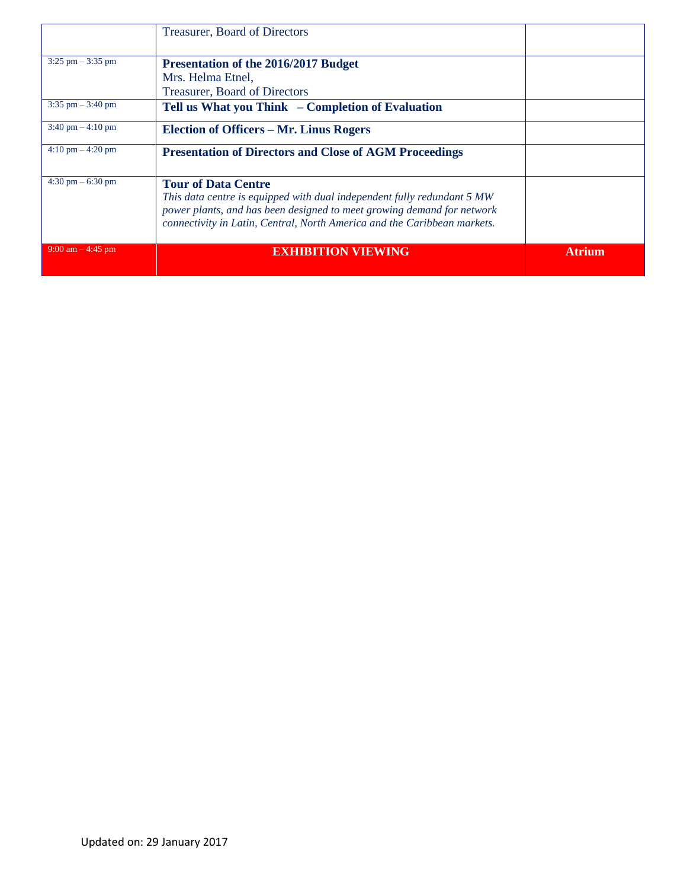| | | |
|---|---|---|
| | Treasurer, Board of Directors | |
| 3:25 pm – 3:35 pm | **Presentation of the 2016/2017 Budget**<br>Mrs. Helma Etnel,<br>Treasurer, Board of Directors | |
| 3:35 pm – 3:40 pm | **Tell us What you Think – Completion of Evaluation** | |
| 3:40 pm – 4:10 pm | **Election of Officers – Mr. Linus Rogers** | |
| 4:10 pm – 4:20 pm | **Presentation of Directors and Close of AGM Proceedings** | |
| 4:30 pm – 6:30 pm | **Tour of Data Centre**<br>*This data centre is equipped with dual independent fully redundant 5 MW power plants, and has been designed to meet growing demand for network connectivity in Latin, Central, North America and the Caribbean markets.* | |
| 9:00 am – 4:45 pm | **EXHIBITION VIEWING** | **Atrium** |

Updated on: 29 January 2017